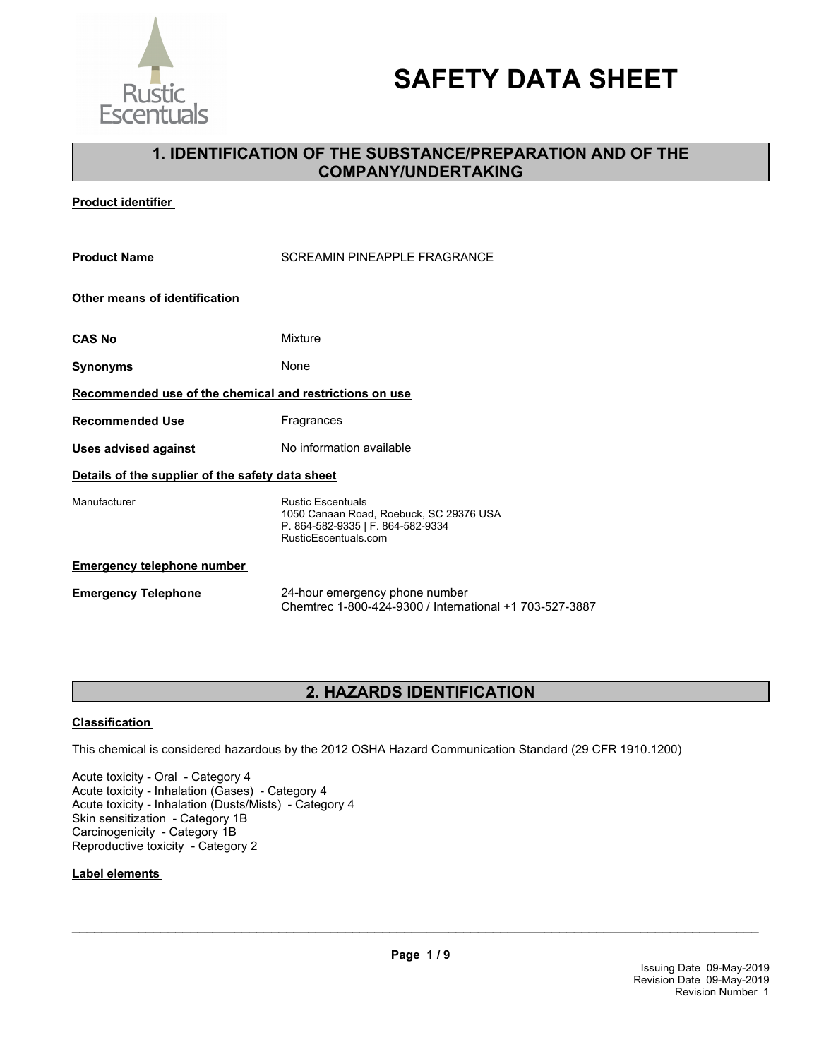# SAFETY DATA SHEET

## 1. IDENTIFICATION OF THE SUBSTANCE/PREPARATION AND OF THE COMPANY/UNDERTAKING

**Product identifier**

| | |
|---|---|
| **Product Name** | SCREAMIN PINEAPPLE FRAGRANCE |

**Other means of identification**

| | |
|---|---|
| **CAS No** | Mixture |
| **Synonyms** | None |

**Recommended use of the chemical and restrictions on use**

| | |
|---|---|
| **Recommended Use** | Fragrances |
| **Uses advised against** | No information available |

**Details of the supplier of the safety data sheet**

| | |
|---|---|
| Manufacturer | Rustic Escentuals<br>1050 Canaan Road, Roebuck, SC 29376 USA<br>P. 864-582-9335 \| F. 864-582-9334<br>RusticEscentuals.com |

**Emergency telephone number**

| | |
|---|---|
| **Emergency Telephone** | 24-hour emergency phone number<br>Chemtrec 1-800-424-9300 / International +1 703-527-3887 |

## 2. HAZARDS IDENTIFICATION

**Classification**

This chemical is considered hazardous by the 2012 OSHA Hazard Communication Standard (29 CFR 1910.1200)

Acute toxicity - Oral - Category 4
Acute toxicity - Inhalation (Gases) - Category 4
Acute toxicity - Inhalation (Dusts/Mists) - Category 4
Skin sensitization - Category 1B
Carcinogenicity - Category 1B
Reproductive toxicity - Category 2

**Label elements**

Issuing Date 09-May-2019
Revision Date 09-May-2019
Revision Number 1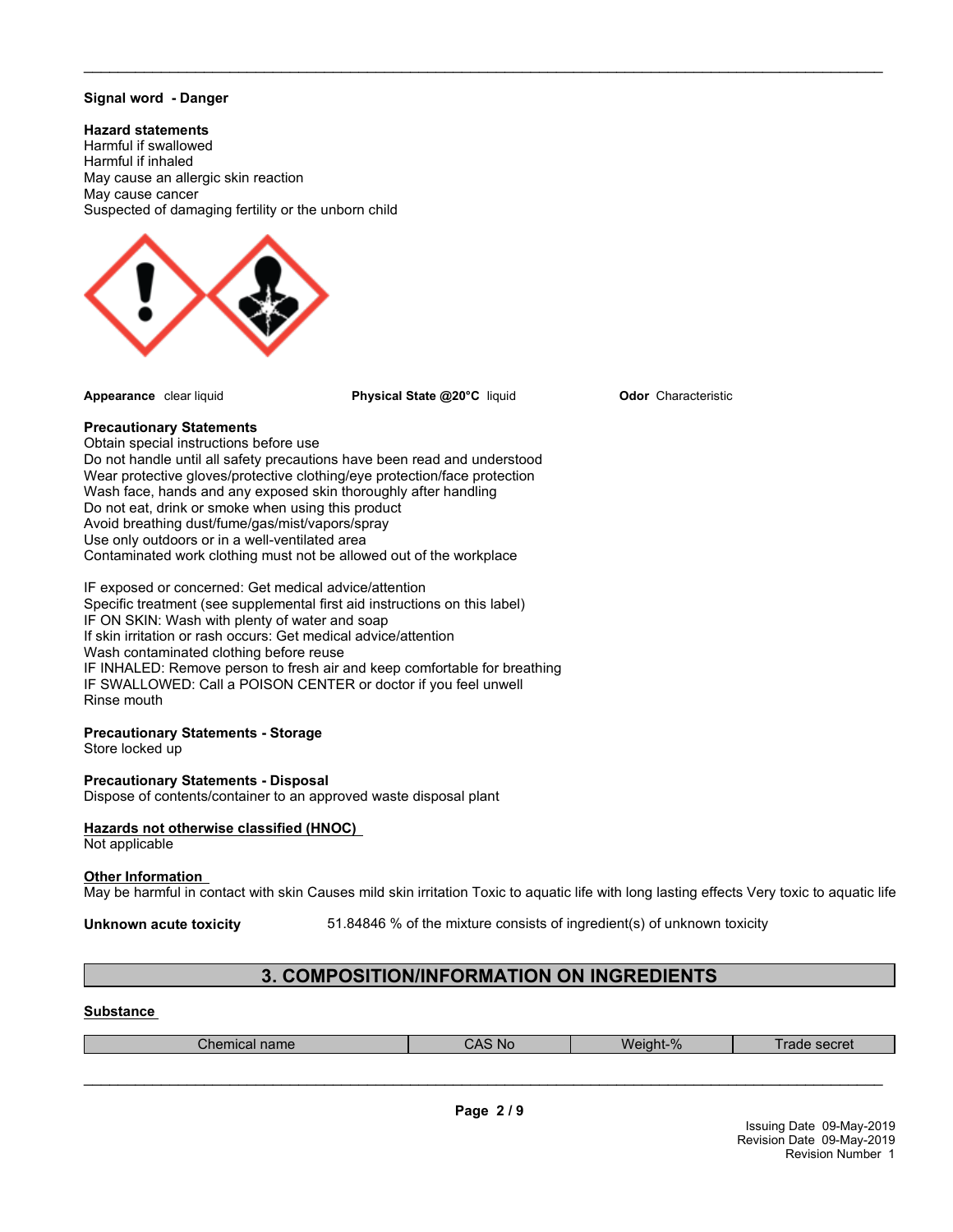**Signal word - Danger**

**Hazard statements**
Harmful if swallowed
Harmful if inhaled
May cause an allergic skin reaction
May cause cancer
Suspected of damaging fertility or the unborn child

**Appearance** clear liquid **Physical State @20°C** liquid **Odor** Characteristic

**Precautionary Statements**
Obtain special instructions before use
Do not handle until all safety precautions have been read and understood
Wear protective gloves/protective clothing/eye protection/face protection
Wash face, hands and any exposed skin thoroughly after handling
Do not eat, drink or smoke when using this product
Avoid breathing dust/fume/gas/mist/vapors/spray
Use only outdoors or in a well-ventilated area
Contaminated work clothing must not be allowed out of the workplace

IF exposed or concerned: Get medical advice/attention
Specific treatment (see supplemental first aid instructions on this label)
IF ON SKIN: Wash with plenty of water and soap
If skin irritation or rash occurs: Get medical advice/attention
Wash contaminated clothing before reuse
IF INHALED: Remove person to fresh air and keep comfortable for breathing
IF SWALLOWED: Call a POISON CENTER or doctor if you feel unwell
Rinse mouth

**Precautionary Statements - Storage**
Store locked up

**Precautionary Statements - Disposal**
Dispose of contents/container to an approved waste disposal plant

**Hazards not otherwise classified (HNOC)**
Not applicable

**Other Information**
May be harmful in contact with skin Causes mild skin irritation Toxic to aquatic life with long lasting effects Very toxic to aquatic life

**Unknown acute toxicity** 51.84846 % of the mixture consists of ingredient(s) of unknown toxicity

## 3. COMPOSITION/INFORMATION ON INGREDIENTS

**Substance**

| Chemical name | CAS No | Weight-% | Trade secret |
|---|---|---|---|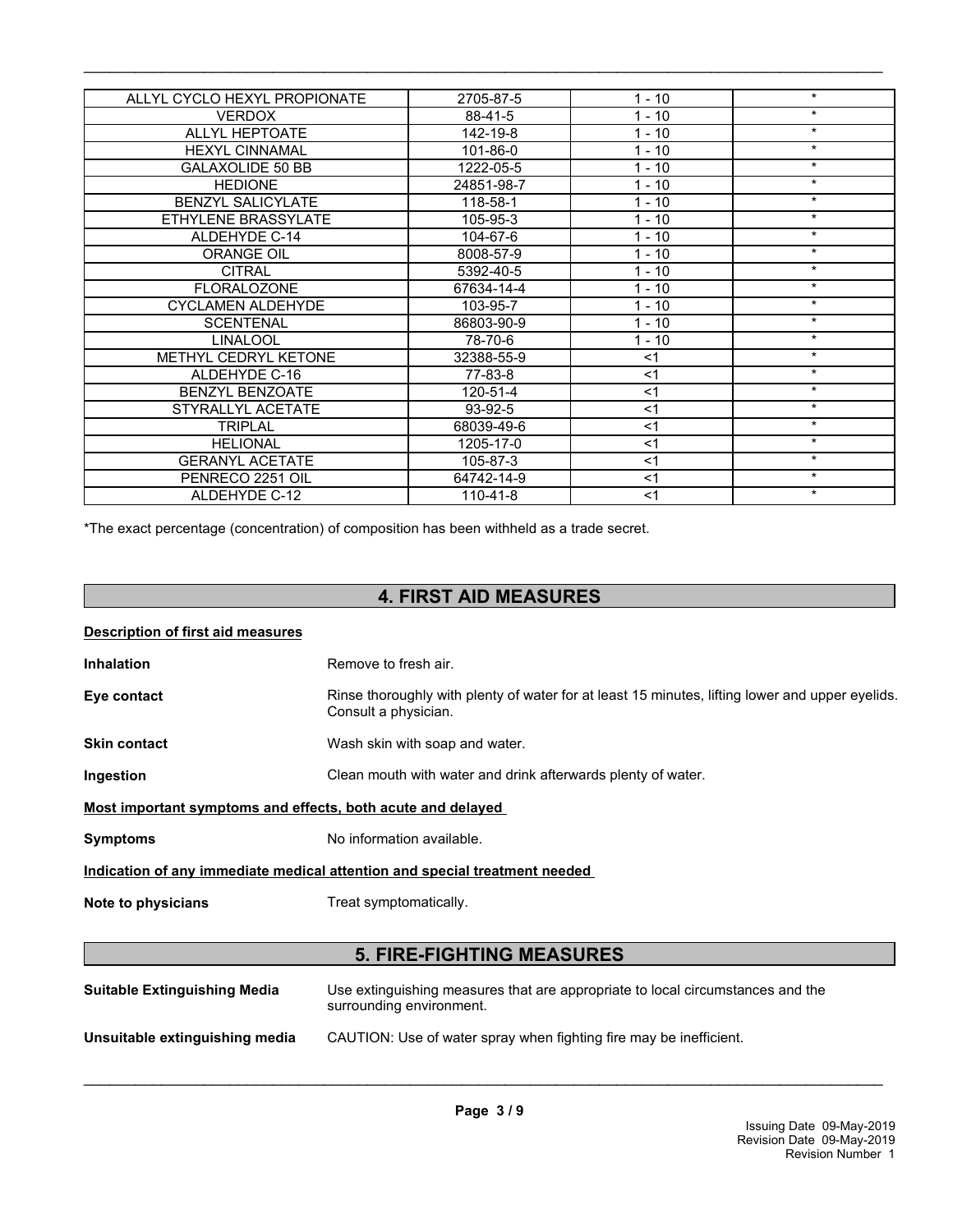| | | | |
|---|---|---|---|
| ALLYL CYCLO HEXYL PROPIONATE | 2705-87-5 | 1 - 10 | * |
| VERDOX | 88-41-5 | 1 - 10 | * |
| ALLYL HEPTOATE | 142-19-8 | 1 - 10 | * |
| HEXYL CINNAMAL | 101-86-0 | 1 - 10 | * |
| GALAXOLIDE 50 BB | 1222-05-5 | 1 - 10 | * |
| HEDIONE | 24851-98-7 | 1 - 10 | * |
| BENZYL SALICYLATE | 118-58-1 | 1 - 10 | * |
| ETHYLENE BRASSYLATE | 105-95-3 | 1 - 10 | * |
| ALDEHYDE C-14 | 104-67-6 | 1 - 10 | * |
| ORANGE OIL | 8008-57-9 | 1 - 10 | * |
| CITRAL | 5392-40-5 | 1 - 10 | * |
| FLORALOZONE | 67634-14-4 | 1 - 10 | * |
| CYCLAMEN ALDEHYDE | 103-95-7 | 1 - 10 | * |
| SCENTENAL | 86803-90-9 | 1 - 10 | * |
| LINALOOL | 78-70-6 | 1 - 10 | * |
| METHYL CEDRYL KETONE | 32388-55-9 | <1 | * |
| ALDEHYDE C-16 | 77-83-8 | <1 | * |
| BENZYL BENZOATE | 120-51-4 | <1 | * |
| STYRALLYL ACETATE | 93-92-5 | <1 | * |
| TRIPLAL | 68039-49-6 | <1 | * |
| HELIONAL | 1205-17-0 | <1 | * |
| GERANYL ACETATE | 105-87-3 | <1 | * |
| PENRECO 2251 OIL | 64742-14-9 | <1 | * |
| ALDEHYDE C-12 | 110-41-8 | <1 | * |

*The exact percentage (concentration) of composition has been withheld as a trade secret.

## 4. FIRST AID MEASURES

**Description of first aid measures**

**Inhalation** Remove to fresh air.

**Eye contact** Rinse thoroughly with plenty of water for at least 15 minutes, lifting lower and upper eyelids. Consult a physician.

**Skin contact** Wash skin with soap and water.

**Ingestion** Clean mouth with water and drink afterwards plenty of water.

**Most important symptoms and effects, both acute and delayed**

**Symptoms** No information available.

**Indication of any immediate medical attention and special treatment needed**

**Note to physicians** Treat symptomatically.

## 5. FIRE-FIGHTING MEASURES

**Suitable Extinguishing Media** Use extinguishing measures that are appropriate to local circumstances and the surrounding environment.

**Unsuitable extinguishing media** CAUTION: Use of water spray when fighting fire may be inefficient.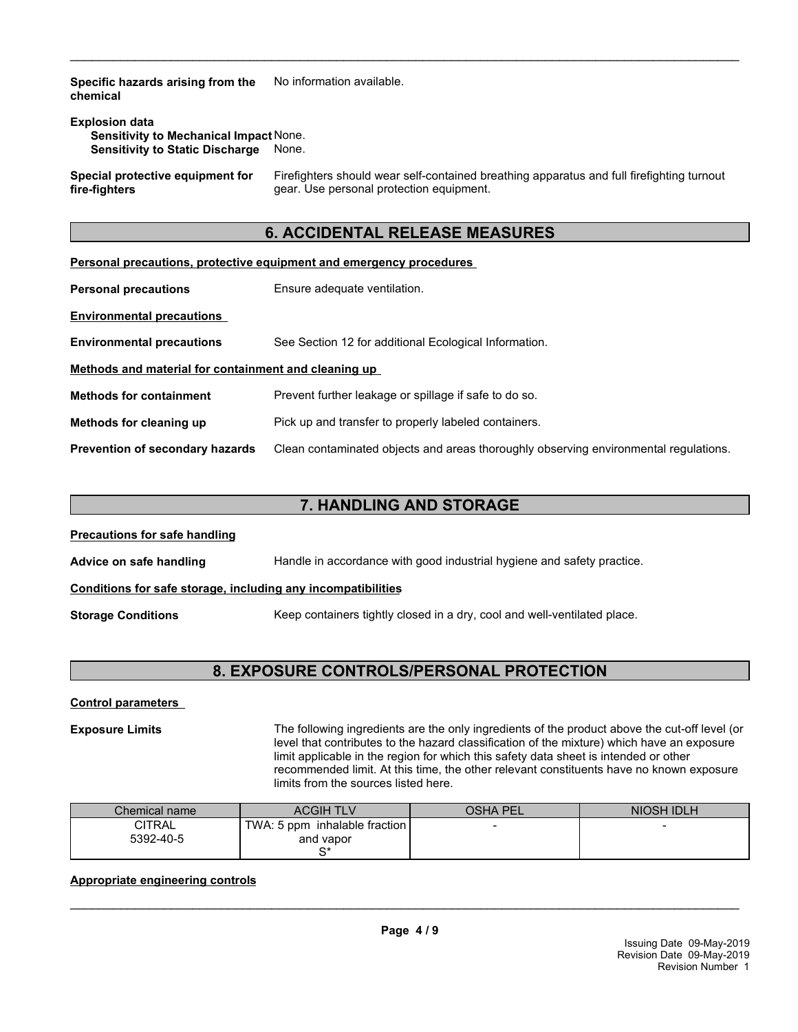**Specific hazards arising from the chemical** No information available.

**Explosion data**
**Sensitivity to Mechanical Impact** None.
**Sensitivity to Static Discharge** None.

**Special protective equipment for fire-fighters** Firefighters should wear self-contained breathing apparatus and full firefighting turnout gear. Use personal protection equipment.

## 6. ACCIDENTAL RELEASE MEASURES

**Personal precautions, protective equipment and emergency procedures**

**Personal precautions** Ensure adequate ventilation.

**Environmental precautions**

**Environmental precautions** See Section 12 for additional Ecological Information.

**Methods and material for containment and cleaning up**

**Methods for containment** Prevent further leakage or spillage if safe to do so.

**Methods for cleaning up** Pick up and transfer to properly labeled containers.

**Prevention of secondary hazards** Clean contaminated objects and areas thoroughly observing environmental regulations.

## 7. HANDLING AND STORAGE

**Precautions for safe handling**

**Advice on safe handling** Handle in accordance with good industrial hygiene and safety practice.

**Conditions for safe storage, including any incompatibilities**

**Storage Conditions** Keep containers tightly closed in a dry, cool and well-ventilated place.

## 8. EXPOSURE CONTROLS/PERSONAL PROTECTION

**Control parameters**

**Exposure Limits** The following ingredients are the only ingredients of the product above the cut-off level (or level that contributes to the hazard classification of the mixture) which have an exposure limit applicable in the region for which this safety data sheet is intended or other recommended limit. At this time, the other relevant constituents have no known exposure limits from the sources listed here.

| Chemical name | ACGIH TLV | OSHA PEL | NIOSH IDLH |
|---|---|---|---|
| CITRAL<br>5392-40-5 | TWA: 5 ppm inhalable fraction and vapor<br>S* | - | - |

**Appropriate engineering controls**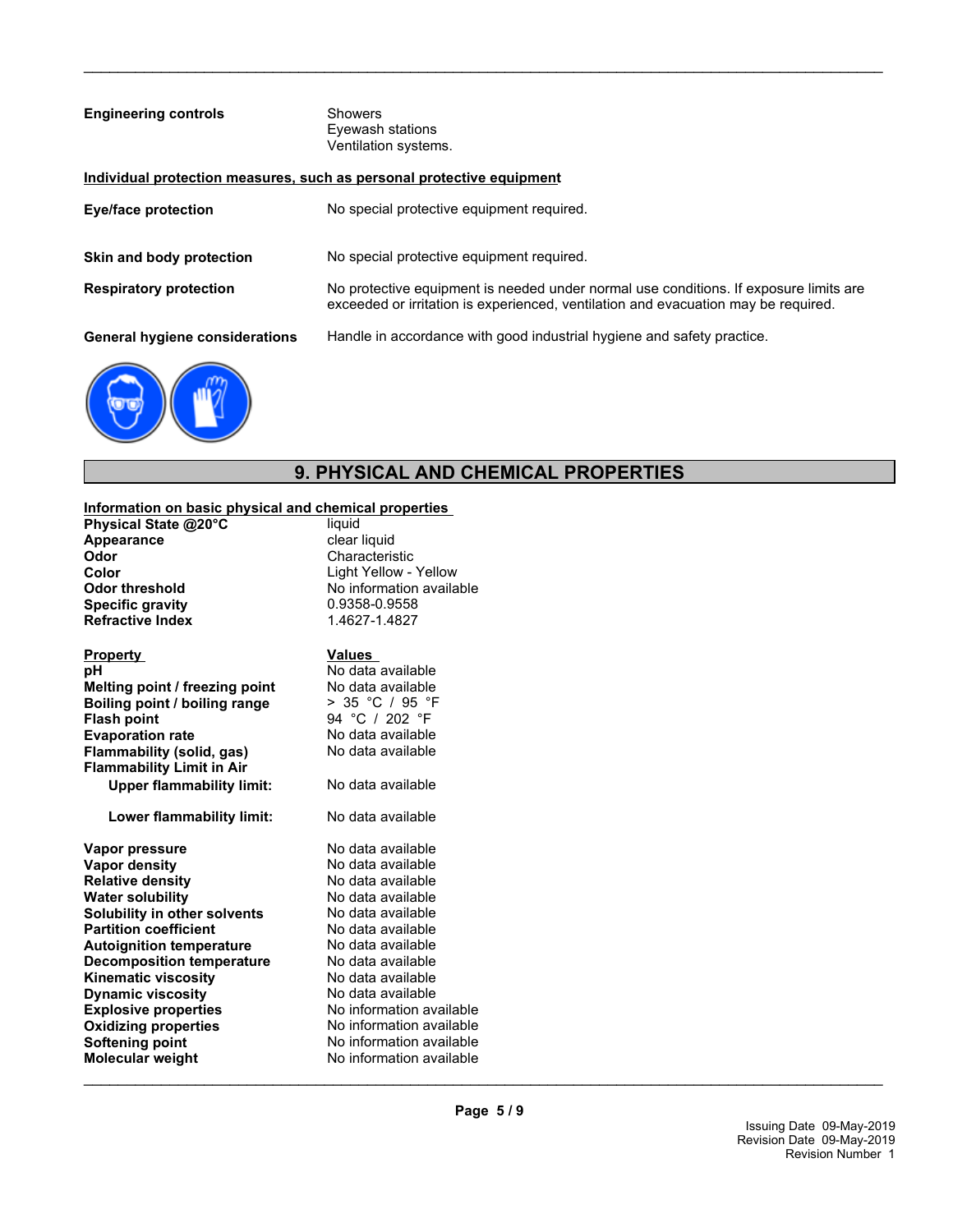**Engineering controls**

Showers
Eyewash stations
Ventilation systems.

**Individual protection measures, such as personal protective equipment**

| | |
|---|---|
| **Eye/face protection** | No special protective equipment required. |
| **Skin and body protection** | No special protective equipment required. |
| **Respiratory protection** | No protective equipment is needed under normal use conditions. If exposure limits are exceeded or irritation is experienced, ventilation and evacuation may be required. |
| **General hygiene considerations** | Handle in accordance with good industrial hygiene and safety practice. |

## 9. PHYSICAL AND CHEMICAL PROPERTIES

**Information on basic physical and chemical properties**

| | |
|---|---|
| **Physical State @20°C** | liquid |
| **Appearance** | clear liquid |
| **Odor** | Characteristic |
| **Color** | Light Yellow - Yellow |
| **Odor threshold** | No information available |
| **Specific gravity** | 0.9358-0.9558 |
| **Refractive Index** | 1.4627-1.4827 |

| **Property** | **Values** |
|---|---|
| **pH** | No data available |
| **Melting point / freezing point** | No data available |
| **Boiling point / boiling range** | > 35 °C / 95 °F |
| **Flash point** | 94 °C / 202 °F |
| **Evaporation rate** | No data available |
| **Flammability (solid, gas)** | No data available |
| **Flammability Limit in Air** | |
| **Upper flammability limit:** | No data available |
| **Lower flammability limit:** | No data available |
| **Vapor pressure** | No data available |
| **Vapor density** | No data available |
| **Relative density** | No data available |
| **Water solubility** | No data available |
| **Solubility in other solvents** | No data available |
| **Partition coefficient** | No data available |
| **Autoignition temperature** | No data available |
| **Decomposition temperature** | No data available |
| **Kinematic viscosity** | No data available |
| **Dynamic viscosity** | No data available |
| **Explosive properties** | No information available |
| **Oxidizing properties** | No information available |
| **Softening point** | No information available |
| **Molecular weight** | No information available |

Issuing Date 09-May-2019
Revision Date 09-May-2019
Revision Number 1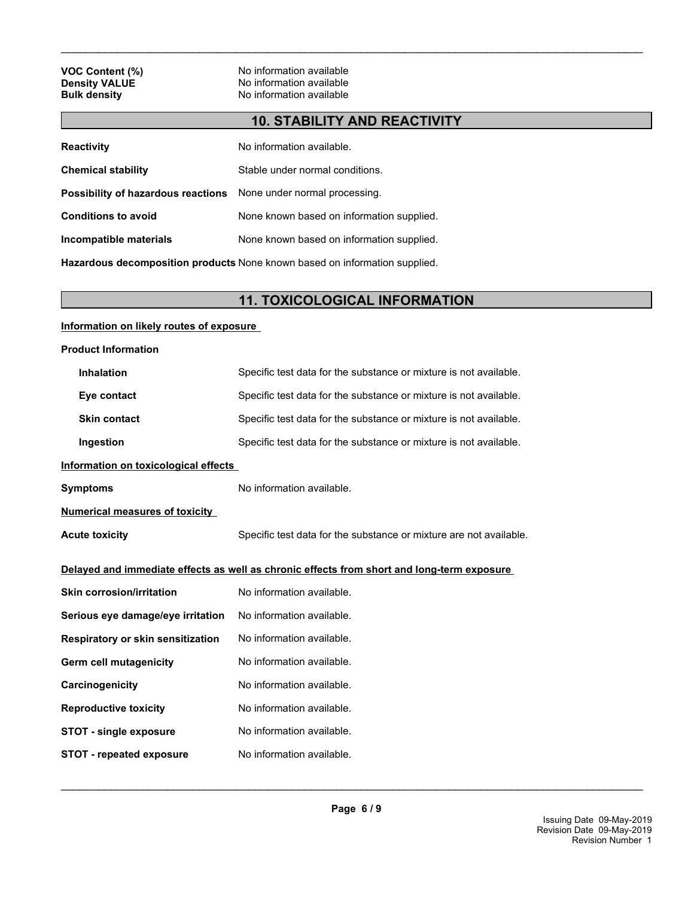**VOC Content (%)** No information available
**Density VALUE** No information available
**Bulk density** No information available

## 10. STABILITY AND REACTIVITY

**Reactivity** No information available.

**Chemical stability** Stable under normal conditions.

**Possibility of hazardous reactions** None under normal processing.

**Conditions to avoid** None known based on information supplied.

**Incompatible materials** None known based on information supplied.

**Hazardous decomposition products** None known based on information supplied.

## 11. TOXICOLOGICAL INFORMATION

**Information on likely routes of exposure**

**Product Information**

**Inhalation** Specific test data for the substance or mixture is not available.

**Eye contact** Specific test data for the substance or mixture is not available.

**Skin contact** Specific test data for the substance or mixture is not available.

**Ingestion** Specific test data for the substance or mixture is not available.

**Information on toxicological effects**

**Symptoms** No information available.

**Numerical measures of toxicity**

**Acute toxicity** Specific test data for the substance or mixture are not available.

**Delayed and immediate effects as well as chronic effects from short and long-term exposure**

**Skin corrosion/irritation** No information available.

**Serious eye damage/eye irritation** No information available.

**Respiratory or skin sensitization** No information available.

**Germ cell mutagenicity** No information available.

**Carcinogenicity** No information available.

**Reproductive toxicity** No information available.

**STOT - single exposure** No information available.

**STOT - repeated exposure** No information available.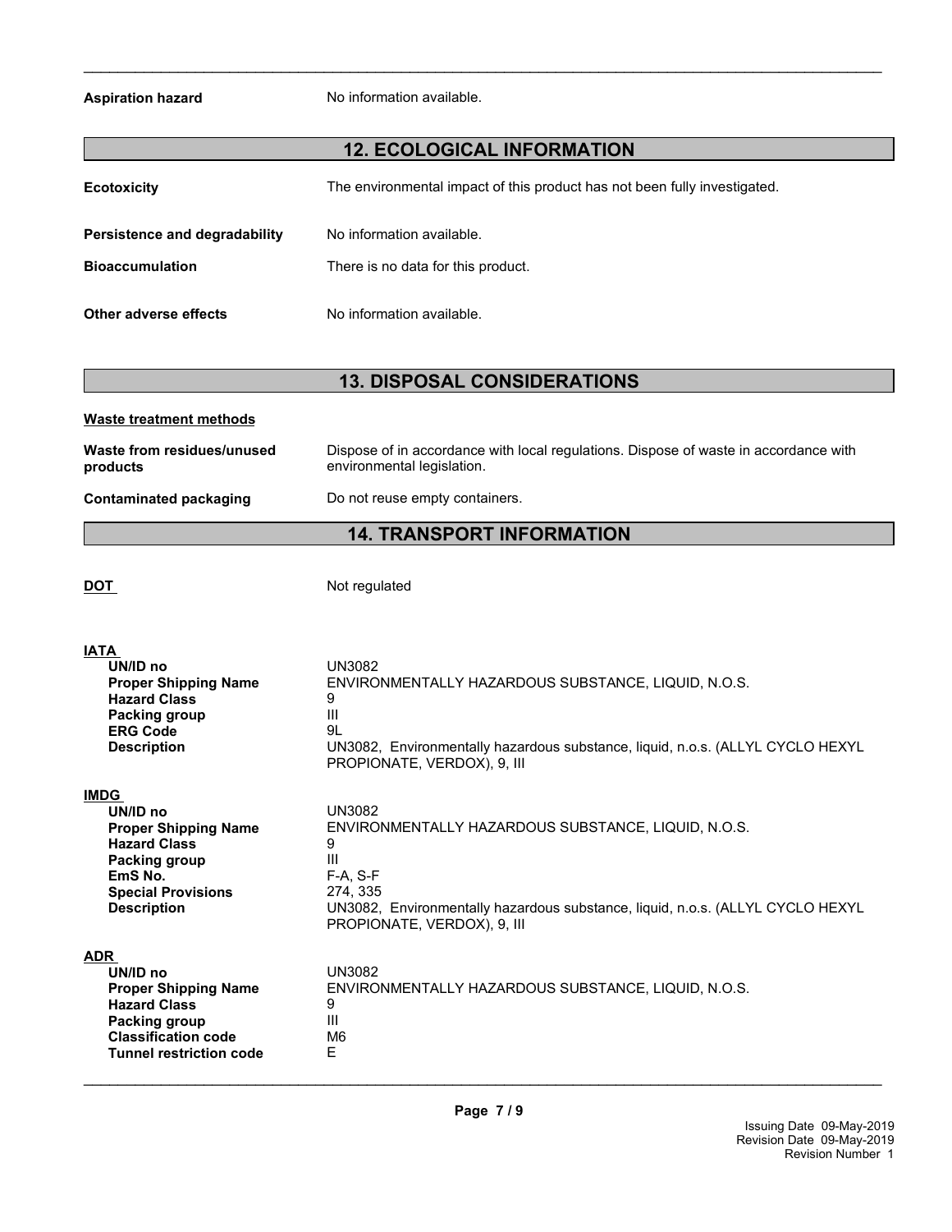**Aspiration hazard** No information available.

## 12. ECOLOGICAL INFORMATION

**Ecotoxicity** The environmental impact of this product has not been fully investigated.

**Persistence and degradability** No information available.

**Bioaccumulation** There is no data for this product.

**Other adverse effects** No information available.

## 13. DISPOSAL CONSIDERATIONS

**Waste treatment methods**

**Waste from residues/unused products** Dispose of in accordance with local regulations. Dispose of waste in accordance with environmental legislation.

**Contaminated packaging** Do not reuse empty containers.

## 14. TRANSPORT INFORMATION

**DOT** Not regulated

**IATA**

| | |
|---|---|
| **UN/ID no** | UN3082 |
| **Proper Shipping Name** | ENVIRONMENTALLY HAZARDOUS SUBSTANCE, LIQUID, N.O.S. |
| **Hazard Class** | 9 |
| **Packing group** | III |
| **ERG Code** | 9L |
| **Description** | UN3082, Environmentally hazardous substance, liquid, n.o.s. (ALLYL CYCLO HEXYL PROPIONATE, VERDOX), 9, III |

**IMDG**

| | |
|---|---|
| **UN/ID no** | UN3082 |
| **Proper Shipping Name** | ENVIRONMENTALLY HAZARDOUS SUBSTANCE, LIQUID, N.O.S. |
| **Hazard Class** | 9 |
| **Packing group** | III |
| **EmS No.** | F-A, S-F |
| **Special Provisions** | 274, 335 |
| **Description** | UN3082, Environmentally hazardous substance, liquid, n.o.s. (ALLYL CYCLO HEXYL PROPIONATE, VERDOX), 9, III |

**ADR**

| | |
|---|---|
| **UN/ID no** | UN3082 |
| **Proper Shipping Name** | ENVIRONMENTALLY HAZARDOUS SUBSTANCE, LIQUID, N.O.S. |
| **Hazard Class** | 9 |
| **Packing group** | III |
| **Classification code** | M6 |
| **Tunnel restriction code** | E |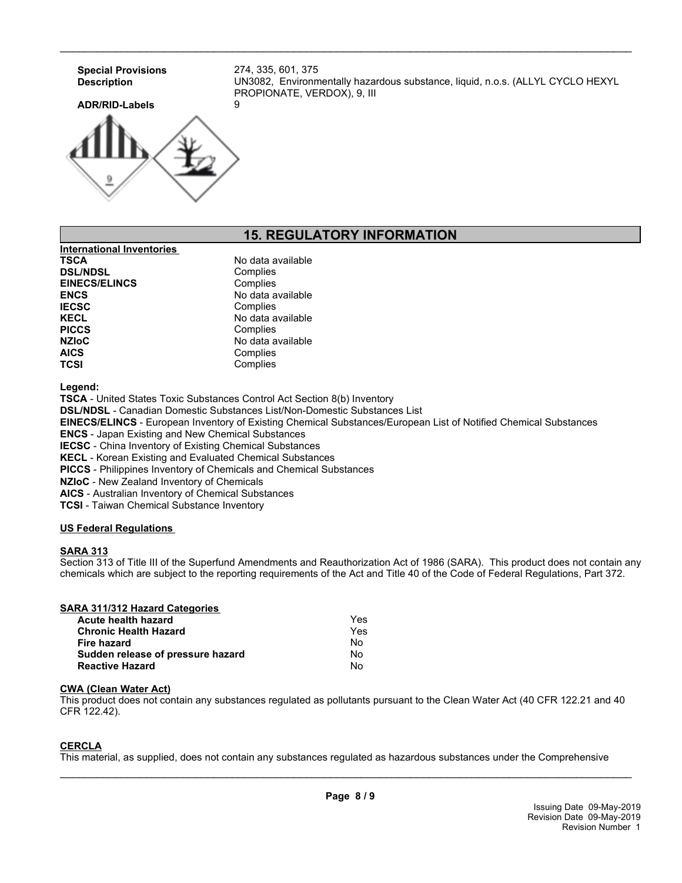**Special Provisions** 274, 335, 601, 375

**Description** UN3082, Environmentally hazardous substance, liquid, n.o.s. (ALLYL CYCLO HEXYL PROPIONATE, VERDOX), 9, III

**ADR/RID-Labels** 9

## 15. REGULATORY INFORMATION

**International Inventories**

| | |
|---|---|
| **TSCA** | No data available |
| **DSL/NDSL** | Complies |
| **EINECS/ELINCS** | Complies |
| **ENCS** | No data available |
| **IECSC** | Complies |
| **KECL** | No data available |
| **PICCS** | Complies |
| **NZIoC** | No data available |
| **AICS** | Complies |
| **TCSI** | Complies |

**Legend:**

**TSCA** - United States Toxic Substances Control Act Section 8(b) Inventory
**DSL/NDSL** - Canadian Domestic Substances List/Non-Domestic Substances List
**EINECS/ELINCS** - European Inventory of Existing Chemical Substances/European List of Notified Chemical Substances
**ENCS** - Japan Existing and New Chemical Substances
**IECSC** - China Inventory of Existing Chemical Substances
**KECL** - Korean Existing and Evaluated Chemical Substances
**PICCS** - Philippines Inventory of Chemicals and Chemical Substances
**NZIoC** - New Zealand Inventory of Chemicals
**AICS** - Australian Inventory of Chemical Substances
**TCSI** - Taiwan Chemical Substance Inventory

**US Federal Regulations**

**SARA 313**

Section 313 of Title III of the Superfund Amendments and Reauthorization Act of 1986 (SARA). This product does not contain any chemicals which are subject to the reporting requirements of the Act and Title 40 of the Code of Federal Regulations, Part 372.

**SARA 311/312 Hazard Categories**

| | |
|---|---|
| **Acute health hazard** | Yes |
| **Chronic Health Hazard** | Yes |
| **Fire hazard** | No |
| **Sudden release of pressure hazard** | No |
| **Reactive Hazard** | No |

**CWA (Clean Water Act)**

This product does not contain any substances regulated as pollutants pursuant to the Clean Water Act (40 CFR 122.21 and 40 CFR 122.42).

**CERCLA**

This material, as supplied, does not contain any substances regulated as hazardous substances under the Comprehensive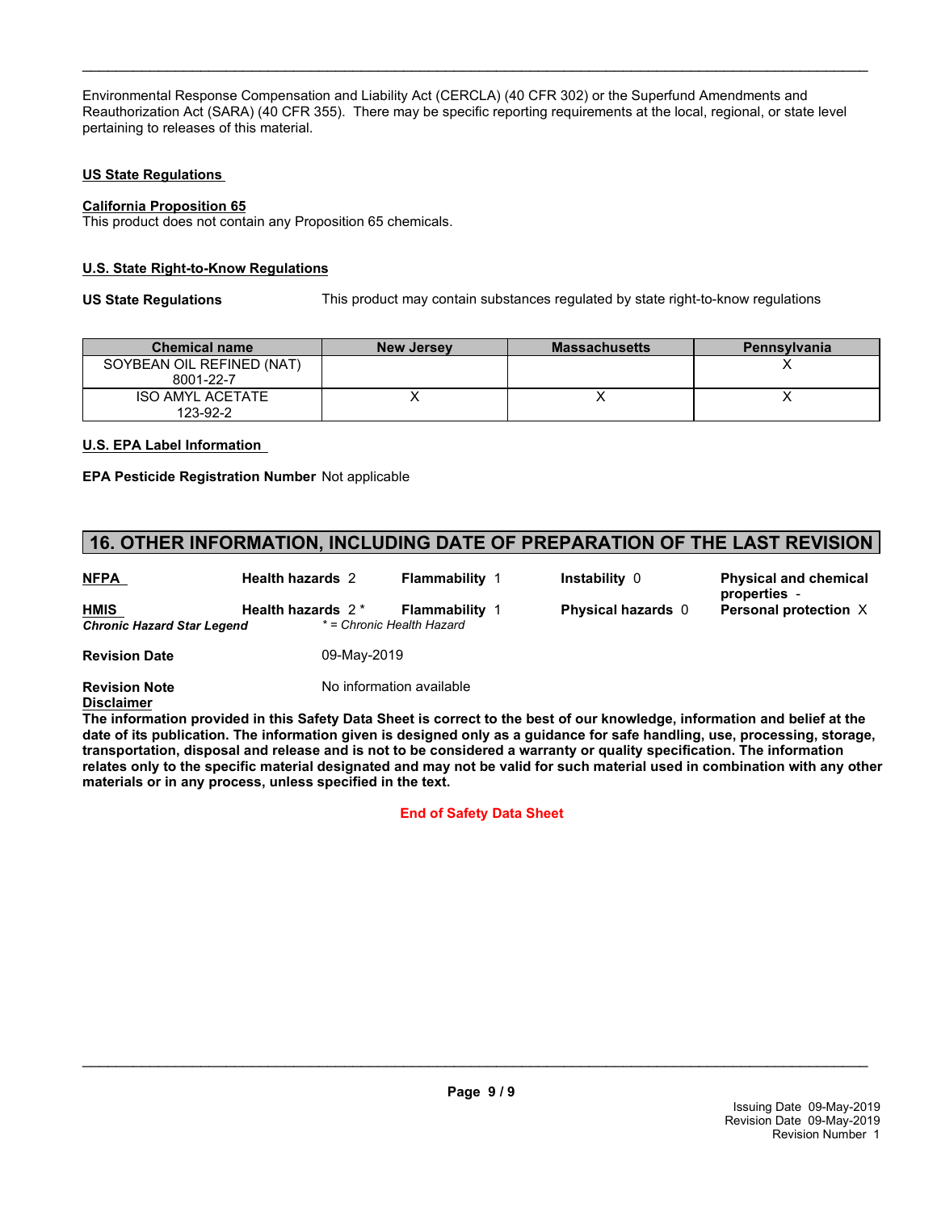Environmental Response Compensation and Liability Act (CERCLA) (40 CFR 302) or the Superfund Amendments and Reauthorization Act (SARA) (40 CFR 355). There may be specific reporting requirements at the local, regional, or state level pertaining to releases of this material.

**US State Regulations**

**California Proposition 65**

This product does not contain any Proposition 65 chemicals.

**U.S. State Right-to-Know Regulations**

**US State Regulations** This product may contain substances regulated by state right-to-know regulations

| Chemical name | New Jersey | Massachusetts | Pennsylvania |
|---|---|---|---|
| SOYBEAN OIL REFINED (NAT) 8001-22-7 | | | X |
| ISO AMYL ACETATE 123-92-2 | X | X | X |

**U.S. EPA Label Information**

**EPA Pesticide Registration Number** Not applicable

## 16. OTHER INFORMATION, INCLUDING DATE OF PREPARATION OF THE LAST REVISION

| | | | | |
|---|---|---|---|---|
| **NFPA** | **Health hazards** 2 | **Flammability** 1 | **Instability** 0 | **Physical and chemical properties** - |
| **HMIS** | **Health hazards** 2 * | **Flammability** 1 | **Physical hazards** 0 | **Personal protection** X |

***Chronic Hazard Star Legend*** *\* = Chronic Health Hazard*

**Revision Date** 09-May-2019

**Revision Note** No information available

**Disclaimer**

**The information provided in this Safety Data Sheet is correct to the best of our knowledge, information and belief at the date of its publication. The information given is designed only as a guidance for safe handling, use, processing, storage, transportation, disposal and release and is not to be considered a warranty or quality specification. The information relates only to the specific material designated and may not be valid for such material used in combination with any other materials or in any process, unless specified in the text.**

**End of Safety Data Sheet**

Issuing Date 09-May-2019
Revision Date 09-May-2019
Revision Number 1